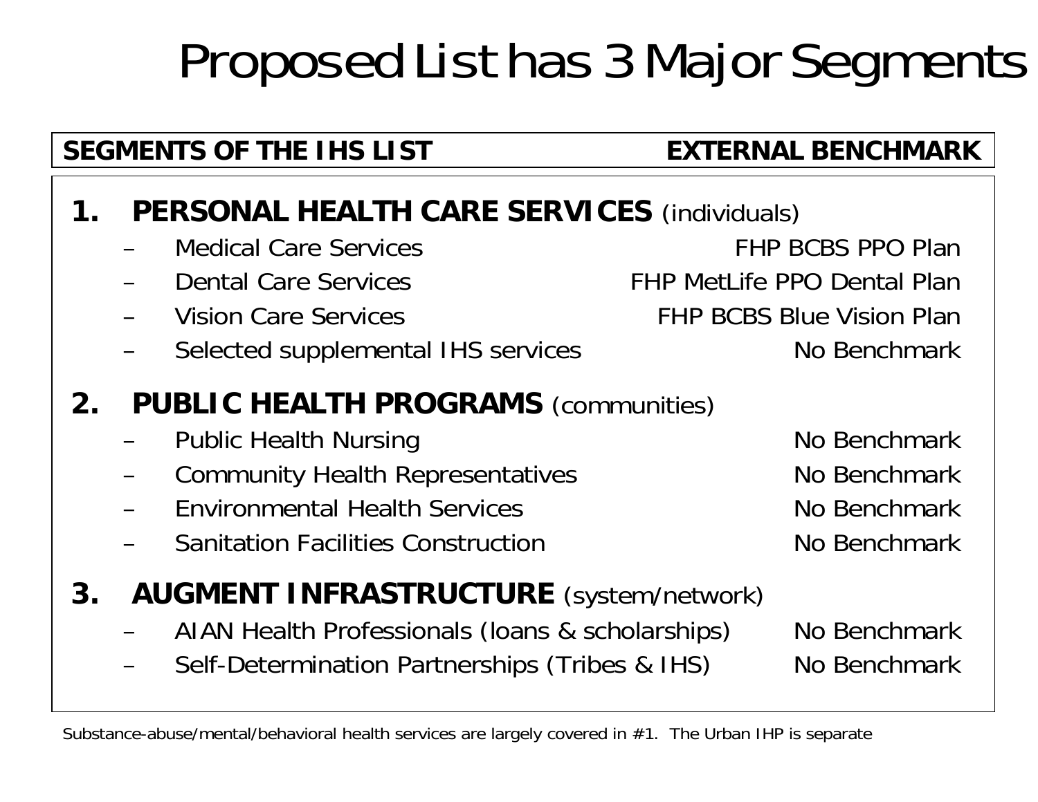# Proposed List has 3 Major Segments

| SEGMENTS OF THE IHS LIST | EXTERNAL BENCHMARK |
|---|---|
| **1. PERSONAL HEALTH CARE SERVICES** (individuals) | |
| – Medical Care Services | FHP BCBS PPO Plan |
| – Dental Care Services | FHP MetLife PPO Dental Plan |
| – Vision Care Services | FHP BCBS Blue Vision Plan |
| – Selected supplemental IHS services | No Benchmark |
| **2. PUBLIC HEALTH PROGRAMS** (communities) | |
| – Public Health Nursing | No Benchmark |
| – Community Health Representatives | No Benchmark |
| – Environmental Health Services | No Benchmark |
| – Sanitation Facilities Construction | No Benchmark |
| **3. AUGMENT INFRASTRUCTURE** (system/network) | |
| – AIAN Health Professionals (loans & scholarships) | No Benchmark |
| – Self-Determination Partnerships (Tribes & IHS) | No Benchmark |

Substance-abuse/mental/behavioral health services are largely covered in #1. The Urban IHP is separate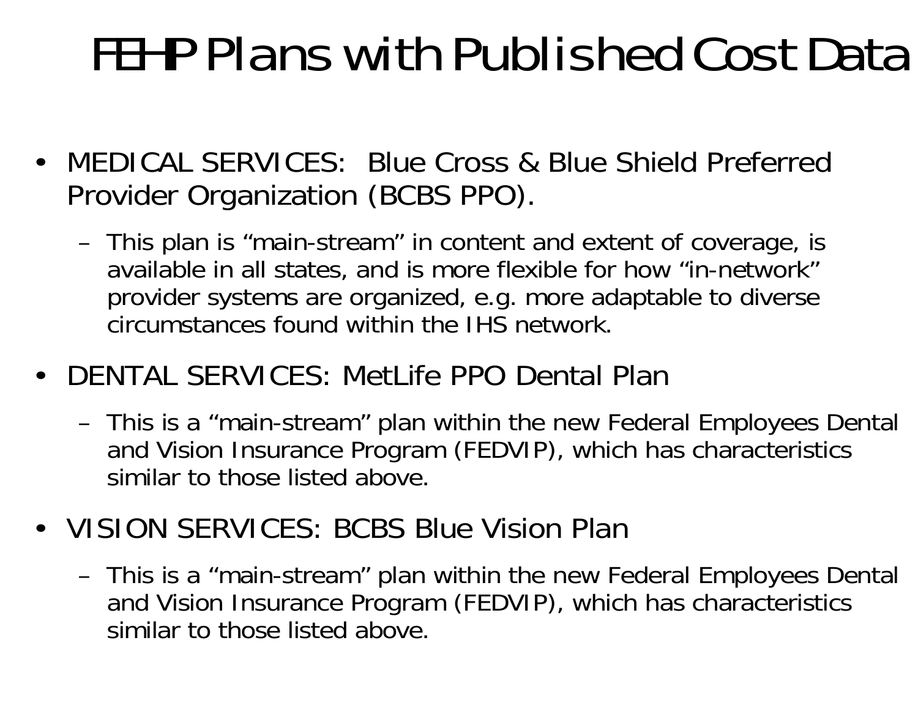# FEHP Plans with Published Cost Data

- MEDICAL SERVICES: Blue Cross & Blue Shield Preferred Provider Organization (BCBS PPO).
  - This plan is "main-stream" in content and extent of coverage, is available in all states, and is more flexible for how "in-network" provider systems are organized, e.g. more adaptable to diverse circumstances found within the IHS network.
- DENTAL SERVICES: MetLife PPO Dental Plan
  - This is a "main-stream" plan within the new Federal Employees Dental and Vision Insurance Program (FEDVIP), which has characteristics similar to those listed above.
- VISION SERVICES: BCBS Blue Vision Plan
  - This is a "main-stream" plan within the new Federal Employees Dental and Vision Insurance Program (FEDVIP), which has characteristics similar to those listed above.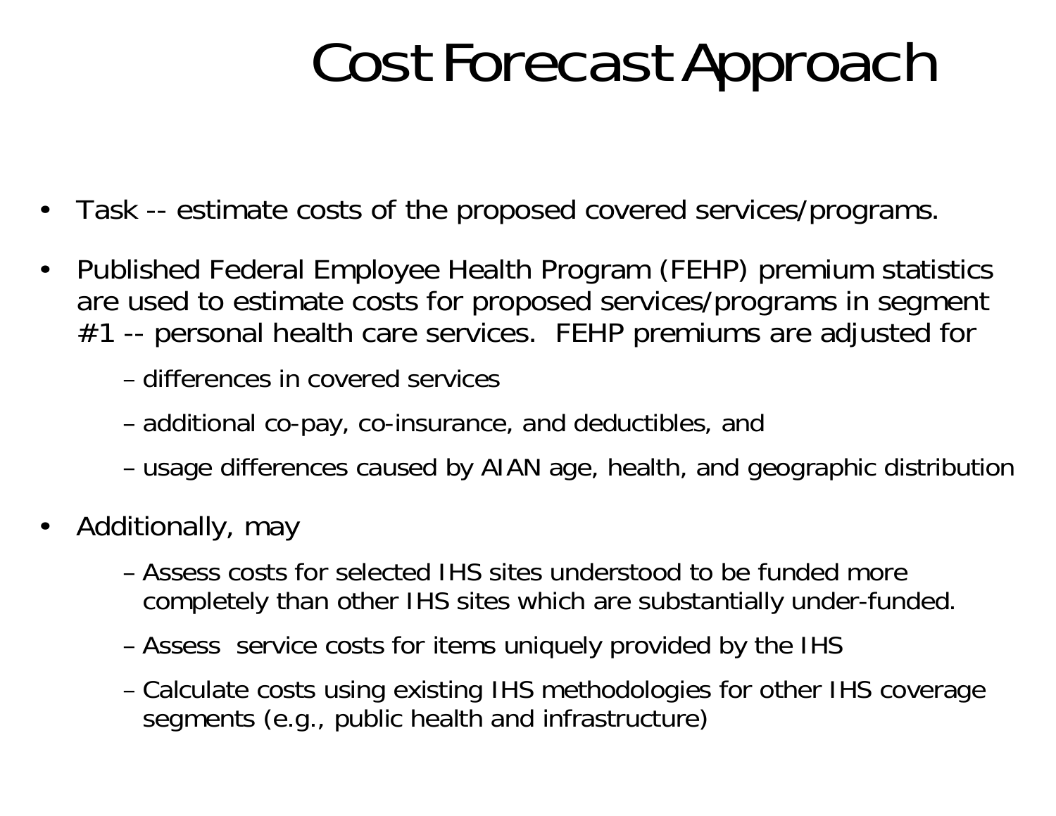# Cost Forecast Approach

- Task -- estimate costs of the proposed covered services/programs.
- Published Federal Employee Health Program (FEHP) premium statistics are used to estimate costs for proposed services/programs in segment #1 -- personal health care services. FEHP premiums are adjusted for
  - differences in covered services
  - additional co-pay, co-insurance, and deductibles, and
  - usage differences caused by AIAN age, health, and geographic distribution
- Additionally, may
  - Assess costs for selected IHS sites understood to be funded more completely than other IHS sites which are substantially under-funded.
  - Assess service costs for items uniquely provided by the IHS
  - Calculate costs using existing IHS methodologies for other IHS coverage segments (e.g., public health and infrastructure)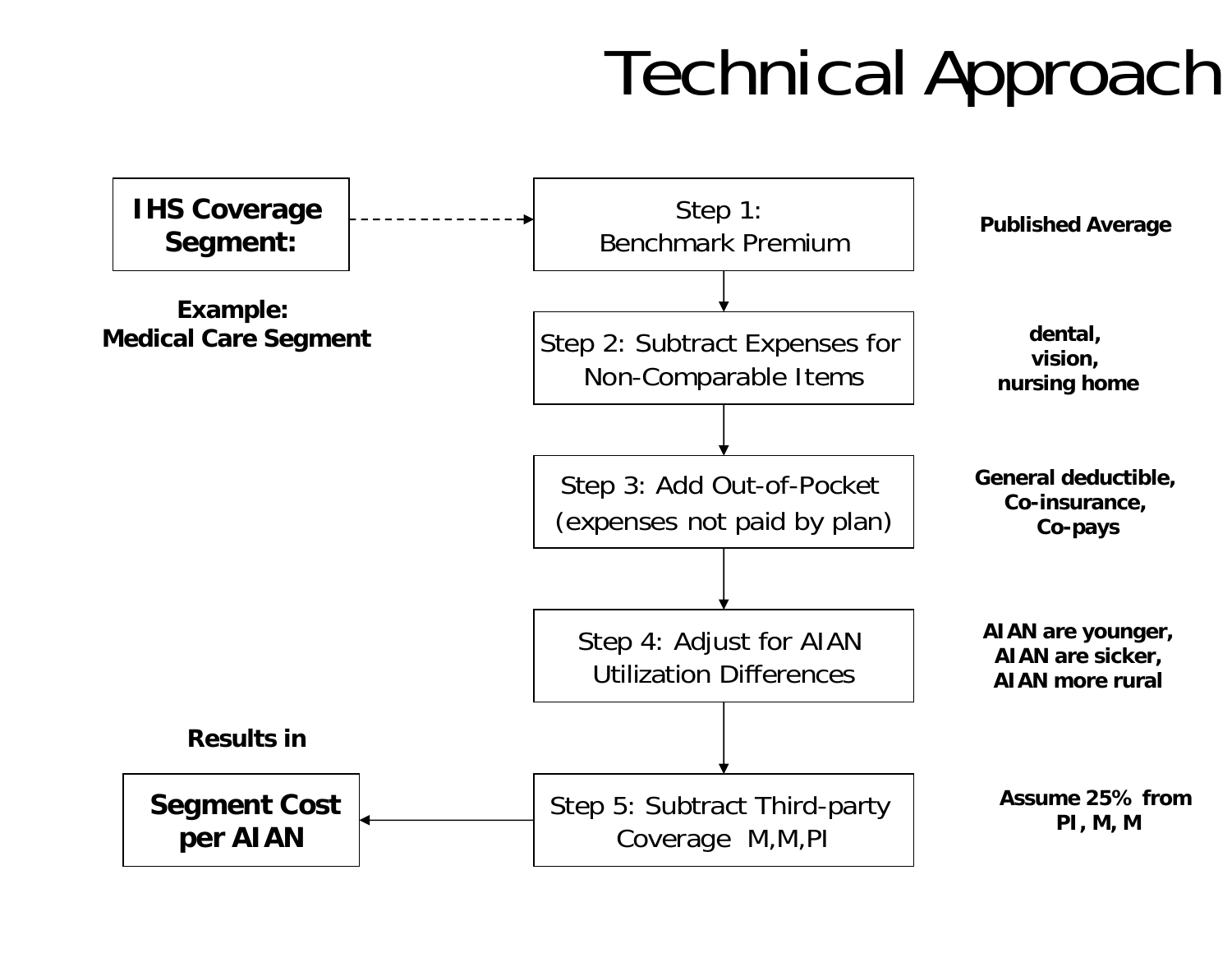# Technical Approach

**IHS Coverage Segment:**

**Example:**
**Medical Care Segment**

Step 1: Benchmark Premium — **Published Average**

Step 2: Subtract Expenses for Non-Comparable Items — **dental, vision, nursing home**

Step 3: Add Out-of-Pocket (expenses not paid by plan) — **General deductible, Co-insurance, Co-pays**

Step 4: Adjust for AIAN Utilization Differences — **AIAN are younger, AIAN are sicker, AIAN more rural**

Step 5: Subtract Third-party Coverage M,M,PI — **Assume 25% from PI, M, M**

**Results in**

**Segment Cost per AIAN**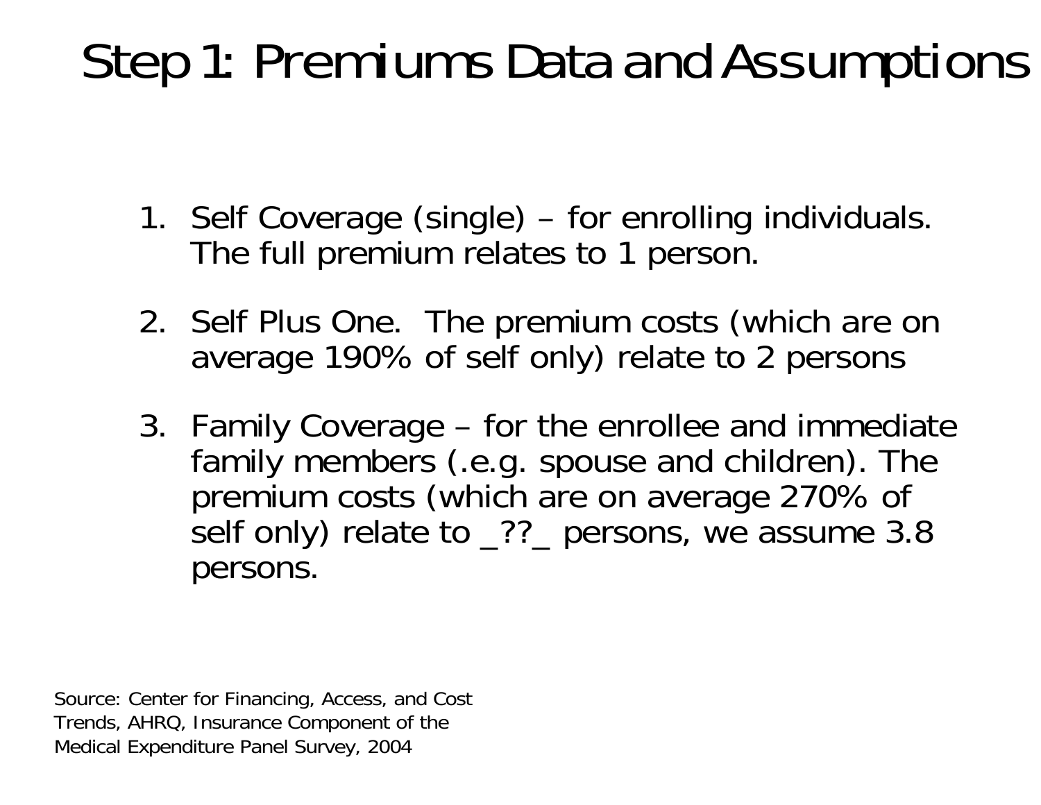# Step 1: Premiums Data and Assumptions

1. Self Coverage (single) – for enrolling individuals. The full premium relates to 1 person.

2. Self Plus One. The premium costs (which are on average 190% of self only) relate to 2 persons

3. Family Coverage – for the enrollee and immediate family members (.e.g. spouse and children). The premium costs (which are on average 270% of self only) relate to _??_ persons, we assume 3.8 persons.

Source: Center for Financing, Access, and Cost Trends, AHRQ, Insurance Component of the Medical Expenditure Panel Survey, 2004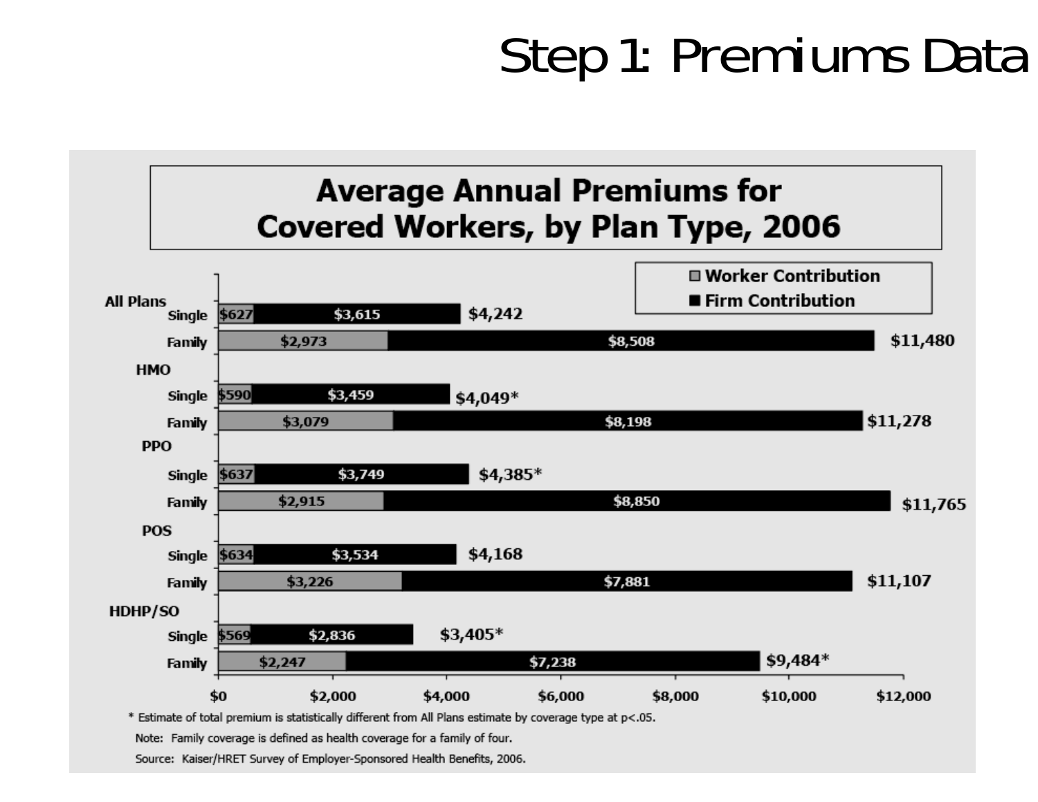# Step 1: Premiums Data

## Average Annual Premiums for Covered Workers, by Plan Type, 2006

| Plan Type | Coverage | Worker Contribution | Firm Contribution | Total Premium |
|---|---|---|---|---|
| All Plans | Single | $627 | $3,615 | $4,242 |
| | Family | $2,973 | $8,508 | $11,480 |
| HMO | Single | $590 | $3,459 | $4,049* |
| | Family | $3,079 | $8,198 | $11,278 |
| PPO | Single | $637 | $3,749 | $4,385* |
| | Family | $2,915 | $8,850 | $11,765 |
| POS | Single | $634 | $3,534 | $4,168 |
| | Family | $3,226 | $7,881 | $11,107 |
| HDHP/SO | Single | $569 | $2,836 | $3,405* |
| | Family | $2,247 | $7,238 | $9,484* |

\* Estimate of total premium is statistically different from All Plans estimate by coverage type at p<.05.

Note: Family coverage is defined as health coverage for a family of four.

Source: Kaiser/HRET Survey of Employer-Sponsored Health Benefits, 2006.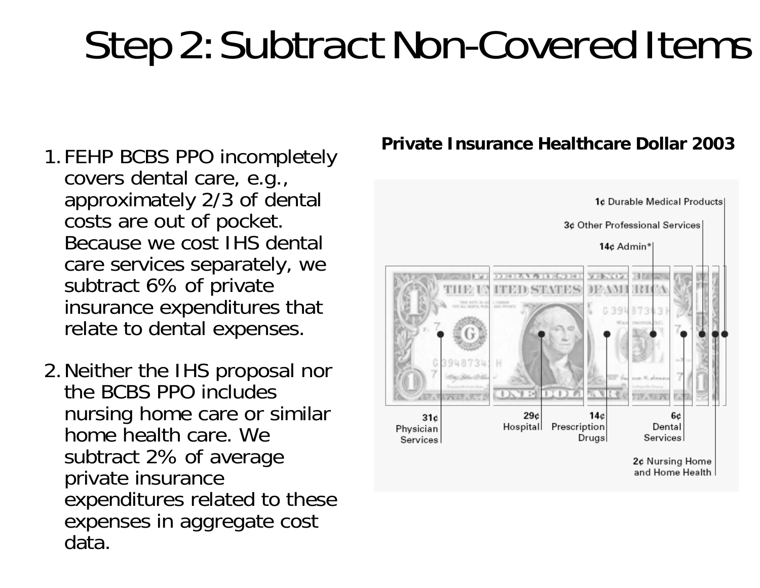# Step 2: Subtract Non-Covered Items

1. FEHP BCBS PPO incompletely covers dental care, e.g., approximately 2/3 of dental costs are out of pocket. Because we cost IHS dental care services separately, we subtract 6% of private insurance expenditures that relate to dental expenses.

2. Neither the IHS proposal nor the BCBS PPO includes nursing home care or similar home health care. We subtract 2% of average private insurance expenditures related to these expenses in aggregate cost data.

**Private Insurance Healthcare Dollar 2003**

- 31¢ Physician Services
- 29¢ Hospital
- 14¢ Prescription Drugs
- 14¢ Admin*
- 6¢ Dental Services
- 3¢ Other Professional Services
- 2¢ Nursing Home and Home Health
- 1¢ Durable Medical Products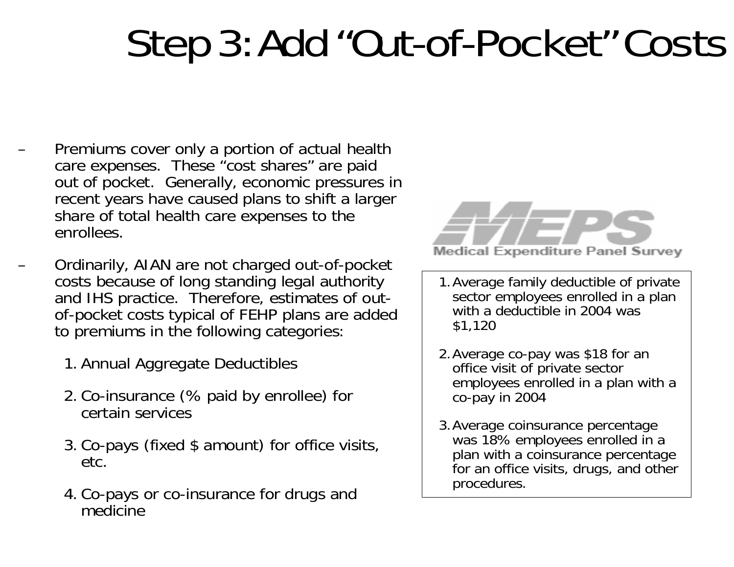# Step 3: Add "Out-of-Pocket" Costs

- Premiums cover only a portion of actual health care expenses. These "cost shares" are paid out of pocket. Generally, economic pressures in recent years have caused plans to shift a larger share of total health care expenses to the enrollees.
- Ordinarily, AIAN are not charged out-of-pocket costs because of long standing legal authority and IHS practice. Therefore, estimates of out-of-pocket costs typical of FEHP plans are added to premiums in the following categories:
  1. Annual Aggregate Deductibles
  2. Co-insurance (% paid by enrollee) for certain services
  3. Co-pays (fixed $ amount) for office visits, etc.
  4. Co-pays or co-insurance for drugs and medicine

MEPS
Medical Expenditure Panel Survey

1. Average family deductible of private sector employees enrolled in a plan with a deductible in 2004 was $1,120
2. Average co-pay was $18 for an office visit of private sector employees enrolled in a plan with a co-pay in 2004
3. Average coinsurance percentage was 18% employees enrolled in a plan with a coinsurance percentage for an office visits, drugs, and other procedures.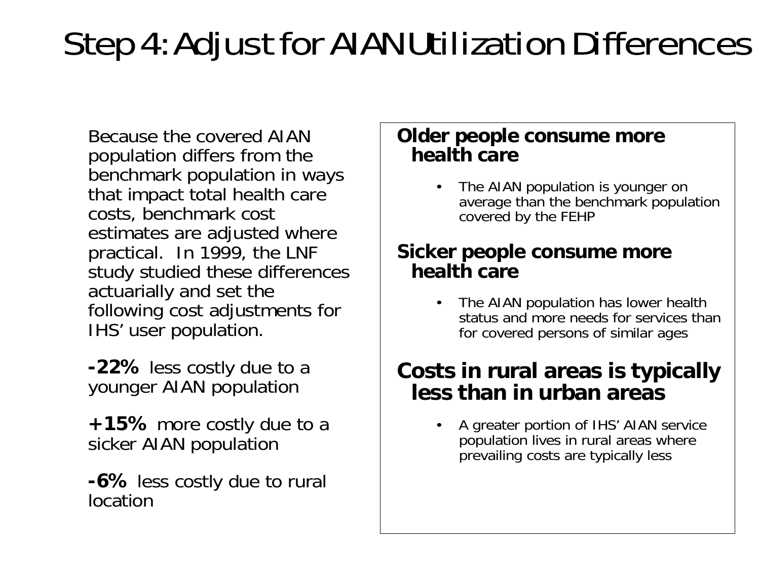# Step 4: Adjust for AIAN Utilization Differences

Because the covered AIAN population differs from the benchmark population in ways that impact total health care costs, benchmark cost estimates are adjusted where practical. In 1999, the LNF study studied these differences actuarially and set the following cost adjustments for IHS' user population.

**-22%** less costly due to a younger AIAN population

**+15%** more costly due to a sicker AIAN population

**-6%** less costly due to rural location

**Older people consume more health care**

- The AIAN population is younger on average than the benchmark population covered by the FEHP

**Sicker people consume more health care**

- The AIAN population has lower health status and more needs for services than for covered persons of similar ages

**Costs in rural areas is typically less than in urban areas**

- A greater portion of IHS' AIAN service population lives in rural areas where prevailing costs are typically less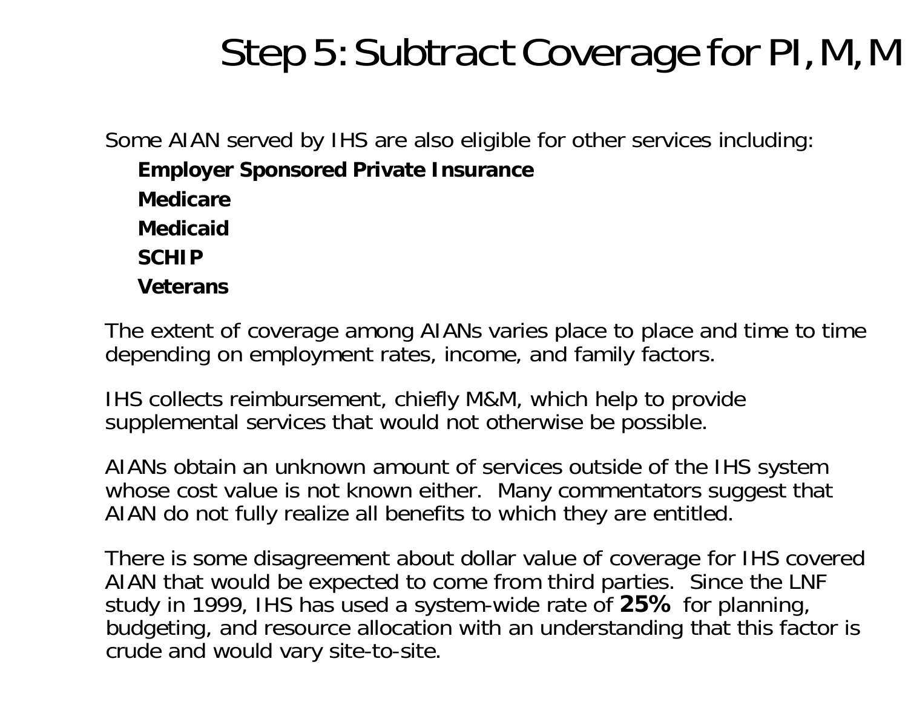# Step 5: Subtract Coverage for PI, M, M

Some AIAN served by IHS are also eligible for other services including:

- **Employer Sponsored Private Insurance**
- **Medicare**
- **Medicaid**
- **SCHIP**
- **Veterans**

The extent of coverage among AIANs varies place to place and time to time depending on employment rates, income, and family factors.

IHS collects reimbursement, chiefly M&M, which help to provide supplemental services that would not otherwise be possible.

AIANs obtain an unknown amount of services outside of the IHS system whose cost value is not known either. Many commentators suggest that AIAN do not fully realize all benefits to which they are entitled.

There is some disagreement about dollar value of coverage for IHS covered AIAN that would be expected to come from third parties. Since the LNF study in 1999, IHS has used a system-wide rate of **25%** for planning, budgeting, and resource allocation with an understanding that this factor is crude and would vary site-to-site.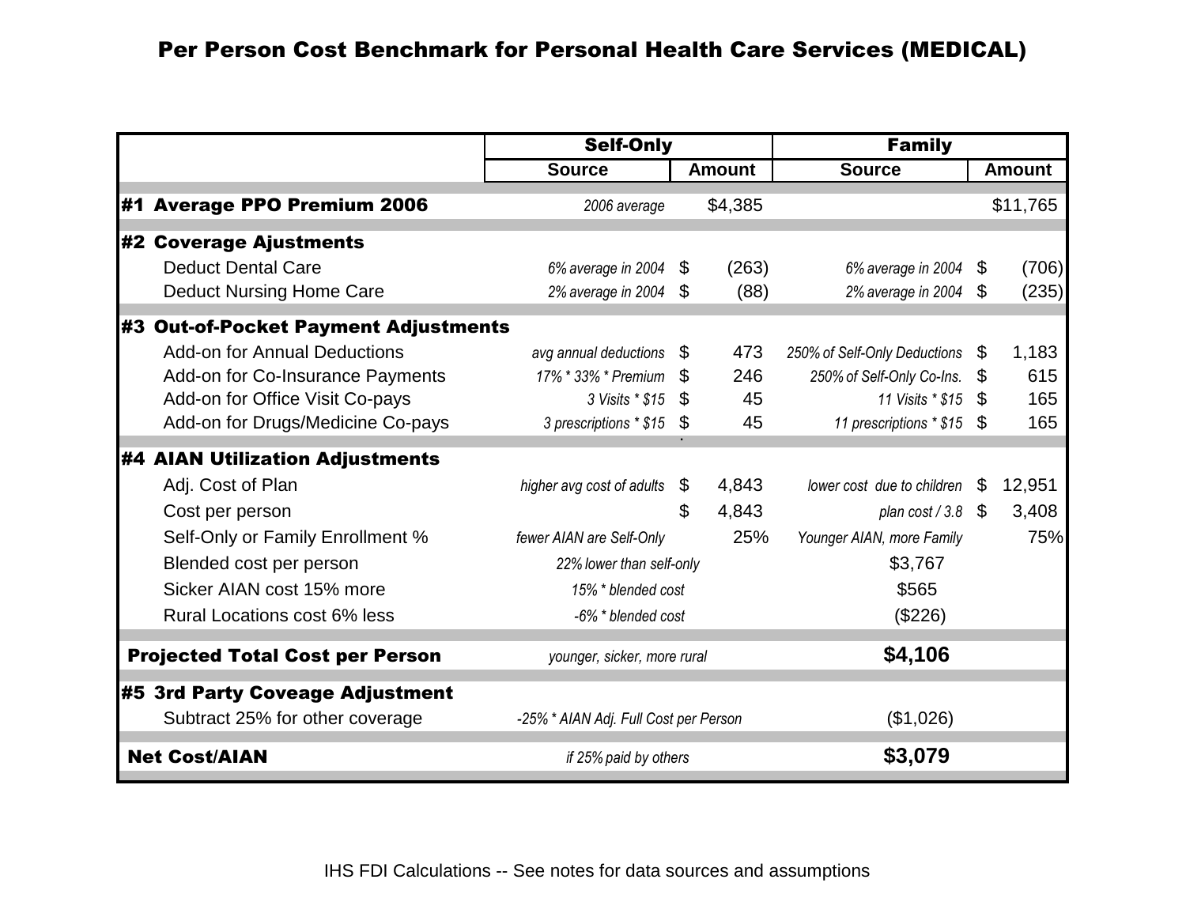# Per Person Cost Benchmark for Personal Health Care Services (MEDICAL)

| | Self-Only | | Family | |
|---|---|---|---|---|
| | Source | Amount | Source | Amount |
| **#1 Average PPO Premium 2006** | *2006 average* | $4,385 | | $11,765 |
| **#2 Coverage Ajustments** | | | | |
| Deduct Dental Care | *6% average in 2004* | $ (263) | *6% average in 2004* | $ (706) |
| Deduct Nursing Home Care | *2% average in 2004* | $ (88) | *2% average in 2004* | $ (235) |
| **#3 Out-of-Pocket Payment Adjustments** | | | | |
| Add-on for Annual Deductions | *avg annual deductions* | $ 473 | *250% of Self-Only Deductions* | $ 1,183 |
| Add-on for Co-Insurance Payments | *17% * 33% * Premium* | $ 246 | *250% of Self-Only Co-Ins.* | $ 615 |
| Add-on for Office Visit Co-pays | *3 Visits * $15* | $ 45 | *11 Visits * $15* | $ 165 |
| Add-on for Drugs/Medicine Co-pays | *3 prescriptions * $15* | $ 45 | *11 prescriptions * $15* | $ 165 |
| **#4 AIAN Utilization Adjustments** | | | | |
| Adj. Cost of Plan | *higher avg cost of adults* | $ 4,843 | *lower cost due to children* | $ 12,951 |
| Cost per person | | $ 4,843 | *plan cost / 3.8* | $ 3,408 |
| Self-Only or Family Enrollment % | *fewer AIAN are Self-Only* | 25% | *Younger AIAN, more Family* | 75% |
| Blended cost per person | *22% lower than self-only* | | $3,767 | |
| Sicker AIAN cost 15% more | *15% * blended cost* | | $565 | |
| Rural Locations cost 6% less | *-6% * blended cost* | | ($226) | |
| **Projected Total Cost per Person** | *younger, sicker, more rural* | | **$4,106** | |
| **#5 3rd Party Coveage Adjustment** | | | | |
| Subtract 25% for other coverage | *-25% * AIAN Adj. Full Cost per Person* | | ($1,026) | |
| **Net Cost/AIAN** | *if 25% paid by others* | | **$3,079** | |

IHS FDI Calculations -- See notes for data sources and assumptions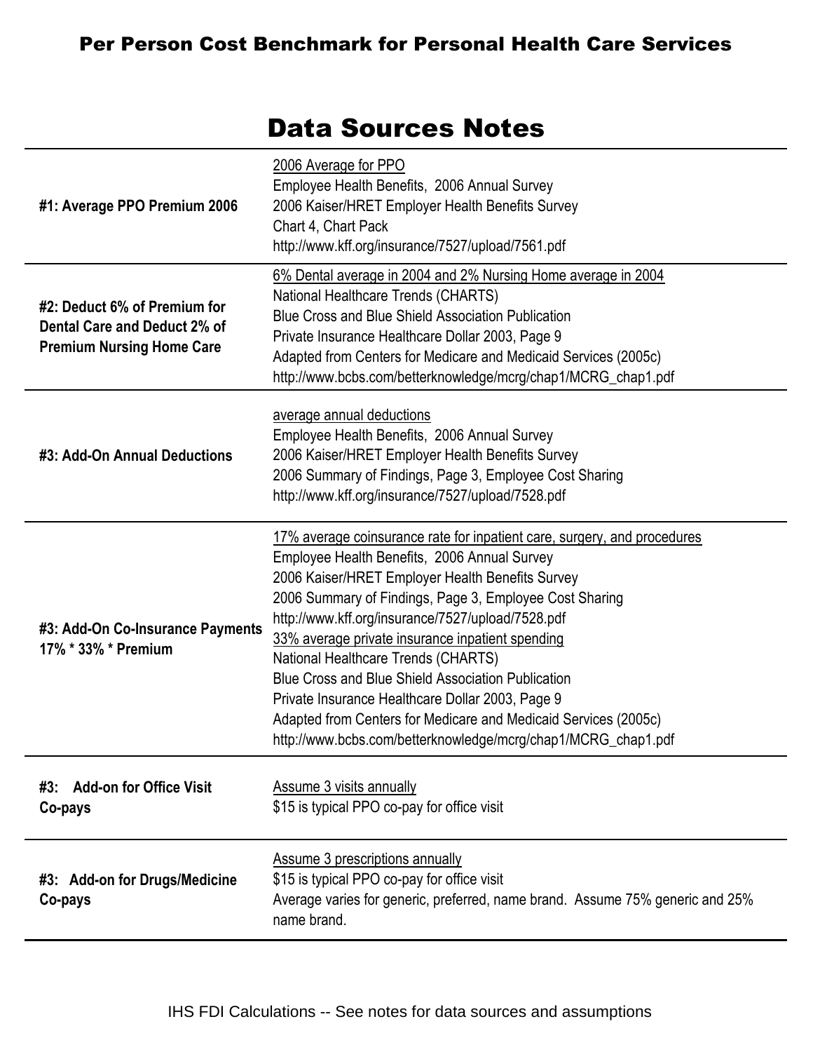# Per Person Cost Benchmark for Personal Health Care Services

## Data Sources Notes

| | |
|---|---|
| **#1: Average PPO Premium 2006** | 2006 Average for PPO<br>Employee Health Benefits, 2006 Annual Survey<br>2006 Kaiser/HRET Employer Health Benefits Survey<br>Chart 4, Chart Pack<br>http://www.kff.org/insurance/7527/upload/7561.pdf |
| **#2: Deduct 6% of Premium for Dental Care and Deduct 2% of Premium Nursing Home Care** | 6% Dental average in 2004 and 2% Nursing Home average in 2004<br>National Healthcare Trends (CHARTS)<br>Blue Cross and Blue Shield Association Publication<br>Private Insurance Healthcare Dollar 2003, Page 9<br>Adapted from Centers for Medicare and Medicaid Services (2005c)<br>http://www.bcbs.com/betterknowledge/mcrg/chap1/MCRG_chap1.pdf |
| **#3: Add-On Annual Deductions** | average annual deductions<br>Employee Health Benefits, 2006 Annual Survey<br>2006 Kaiser/HRET Employer Health Benefits Survey<br>2006 Summary of Findings, Page 3, Employee Cost Sharing<br>http://www.kff.org/insurance/7527/upload/7528.pdf |
| **#3: Add-On Co-Insurance Payments 17% * 33% * Premium** | 17% average coinsurance rate for inpatient care, surgery, and procedures<br>Employee Health Benefits, 2006 Annual Survey<br>2006 Kaiser/HRET Employer Health Benefits Survey<br>2006 Summary of Findings, Page 3, Employee Cost Sharing<br>http://www.kff.org/insurance/7527/upload/7528.pdf<br>33% average private insurance inpatient spending<br>National Healthcare Trends (CHARTS)<br>Blue Cross and Blue Shield Association Publication<br>Private Insurance Healthcare Dollar 2003, Page 9<br>Adapted from Centers for Medicare and Medicaid Services (2005c)<br>http://www.bcbs.com/betterknowledge/mcrg/chap1/MCRG_chap1.pdf |
| **#3: Add-on for Office Visit Co-pays** | Assume 3 visits annually<br>$15 is typical PPO co-pay for office visit |
| **#3: Add-on for Drugs/Medicine Co-pays** | Assume 3 prescriptions annually<br>$15 is typical PPO co-pay for office visit<br>Average varies for generic, preferred, name brand. Assume 75% generic and 25% name brand. |

IHS FDI Calculations -- See notes for data sources and assumptions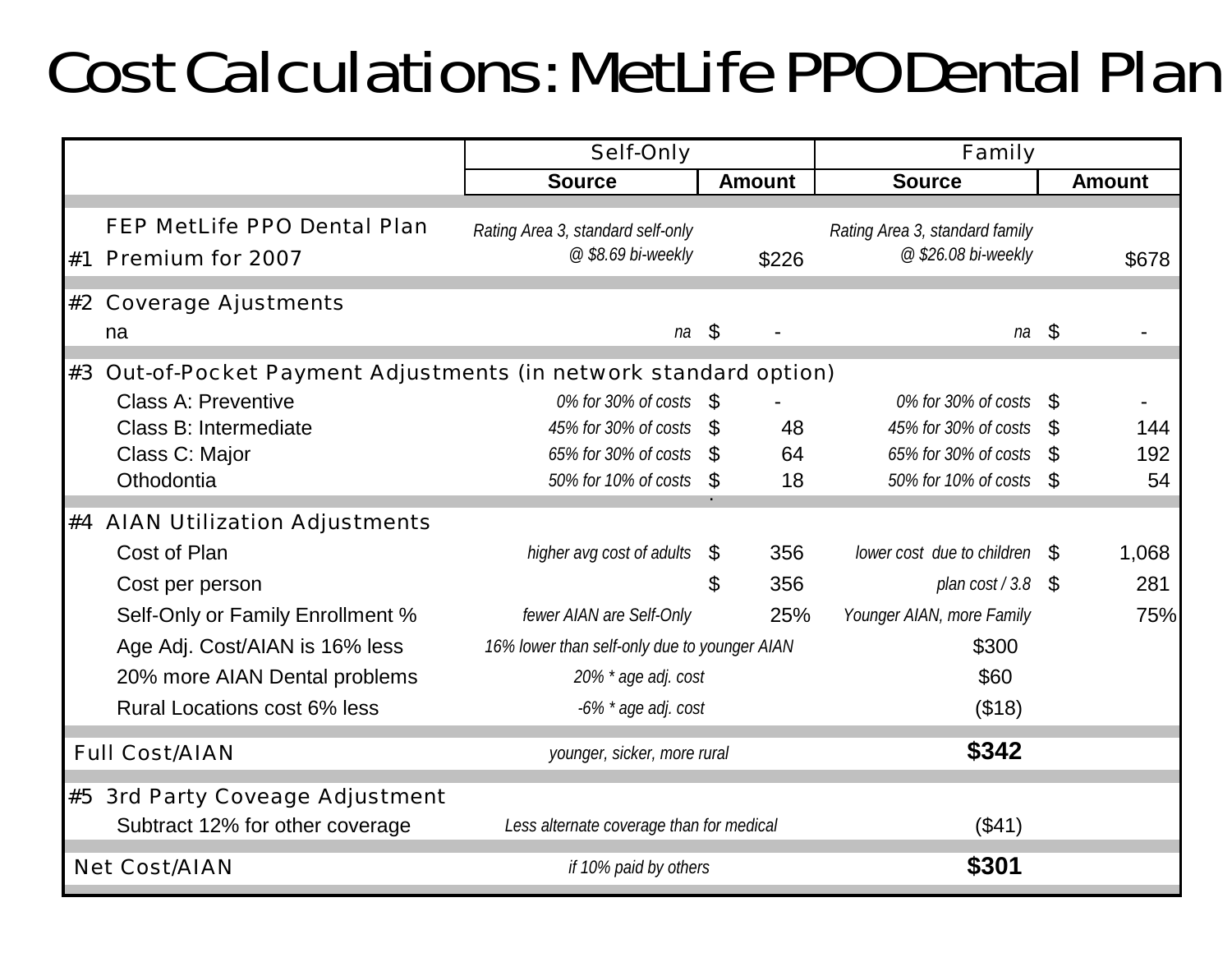# Cost Calculations: MetLife PPO Dental Plan

| | | Self-Only | | Family | |
|---|---|---|---|---|---|
| | | **Source** | **Amount** | **Source** | **Amount** |
| #1 | FEP MetLife PPO Dental Plan Premium for 2007 | *Rating Area 3, standard self-only @ $8.69 bi-weekly* | $226 | *Rating Area 3, standard family @ $26.08 bi-weekly* | $678 |
| #2 | Coverage Ajustments | | | | |
| | na | *na* | $ - | *na* | $ - |
| #3 | Out-of-Pocket Payment Adjustments (in network standard option) | | | | |
| | Class A: Preventive | *0% for 30% of costs* | $ - | *0% for 30% of costs* | $ - |
| | Class B: Intermediate | *45% for 30% of costs* | $ 48 | *45% for 30% of costs* | $ 144 |
| | Class C: Major | *65% for 30% of costs* | $ 64 | *65% for 30% of costs* | $ 192 |
| | Othodontia | *50% for 10% of costs* | $ 18 | *50% for 10% of costs* | $ 54 |
| #4 | AIAN Utilization Adjustments | | | | |
| | Cost of Plan | *higher avg cost of adults* | $ 356 | *lower cost due to children* | $ 1,068 |
| | Cost per person | | $ 356 | *plan cost / 3.8* | $ 281 |
| | Self-Only or Family Enrollment % | *fewer AIAN are Self-Only* | 25% | *Younger AIAN, more Family* | 75% |
| | Age Adj. Cost/AIAN is 16% less | *16% lower than self-only due to younger AIAN* | | $300 | |
| | 20% more AIAN Dental problems | *20% * age adj. cost* | | $60 | |
| | Rural Locations cost 6% less | *-6% * age adj. cost* | | ($18) | |
| | Full Cost/AIAN | *younger, sicker, more rural* | | **$342** | |
| #5 | 3rd Party Coveage Adjustment | | | | |
| | Subtract 12% for other coverage | *Less alternate coverage than for medical* | | ($41) | |
| | Net Cost/AIAN | *if 10% paid by others* | | **$301** | |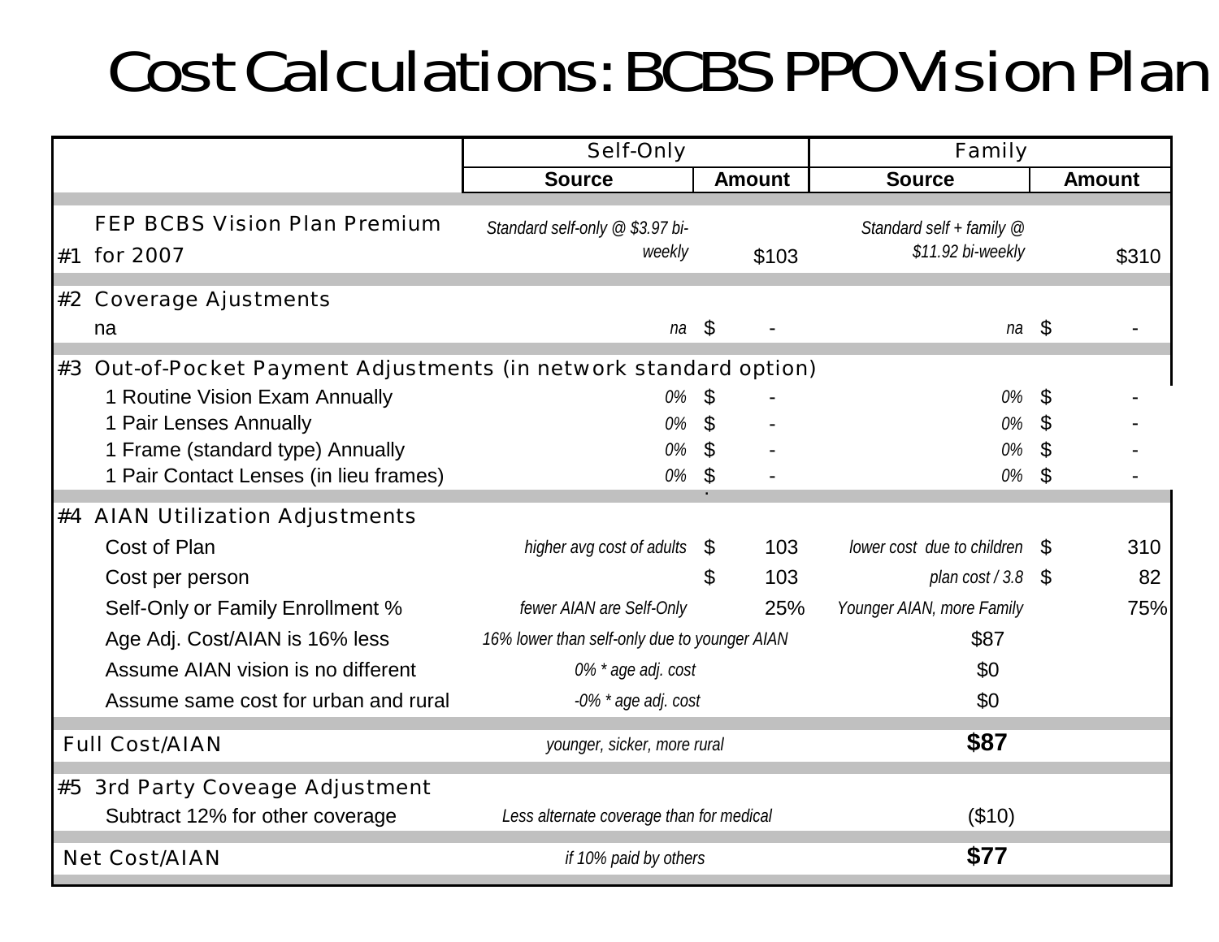# Cost Calculations: BCBS PPO Vision Plan

| | | Self-Only | | Family | |
|---|---|---|---|---|---|
| | | **Source** | **Amount** | **Source** | **Amount** |
| #1 | FEP BCBS Vision Plan Premium for 2007 | *Standard self-only @ $3.97 bi-weekly* | $103 | *Standard self + family @ $11.92 bi-weekly* | $310 |
| #2 | Coverage Ajustments | | | | |
| | na | *na* | $ - | *na* | $ - |
| #3 | Out-of-Pocket Payment Adjustments (in network standard option) | | | | |
| | 1 Routine Vision Exam Annually | *0%* | $ - | *0%* | $ - |
| | 1 Pair Lenses Annually | *0%* | $ - | *0%* | $ - |
| | 1 Frame (standard type) Annually | *0%* | $ - | *0%* | $ - |
| | 1 Pair Contact Lenses (in lieu frames) | *0%* | $ - | *0%* | $ - |
| #4 | AIAN Utilization Adjustments | | | | |
| | Cost of Plan | *higher avg cost of adults* | $ 103 | *lower cost due to children* | $ 310 |
| | Cost per person | | $ 103 | *plan cost / 3.8* | $ 82 |
| | Self-Only or Family Enrollment % | *fewer AIAN are Self-Only* | 25% | *Younger AIAN, more Family* | 75% |
| | Age Adj. Cost/AIAN is 16% less | *16% lower than self-only due to younger AIAN* | | $87 | |
| | Assume AIAN vision is no different | *0% * age adj. cost* | | $0 | |
| | Assume same cost for urban and rural | *-0% * age adj. cost* | | $0 | |
| | Full Cost/AIAN | *younger, sicker, more rural* | | **$87** | |
| #5 | 3rd Party Coveage Adjustment | | | | |
| | Subtract 12% for other coverage | *Less alternate coverage than for medical* | | ($10) | |
| | Net Cost/AIAN | *if 10% paid by others* | | **$77** | |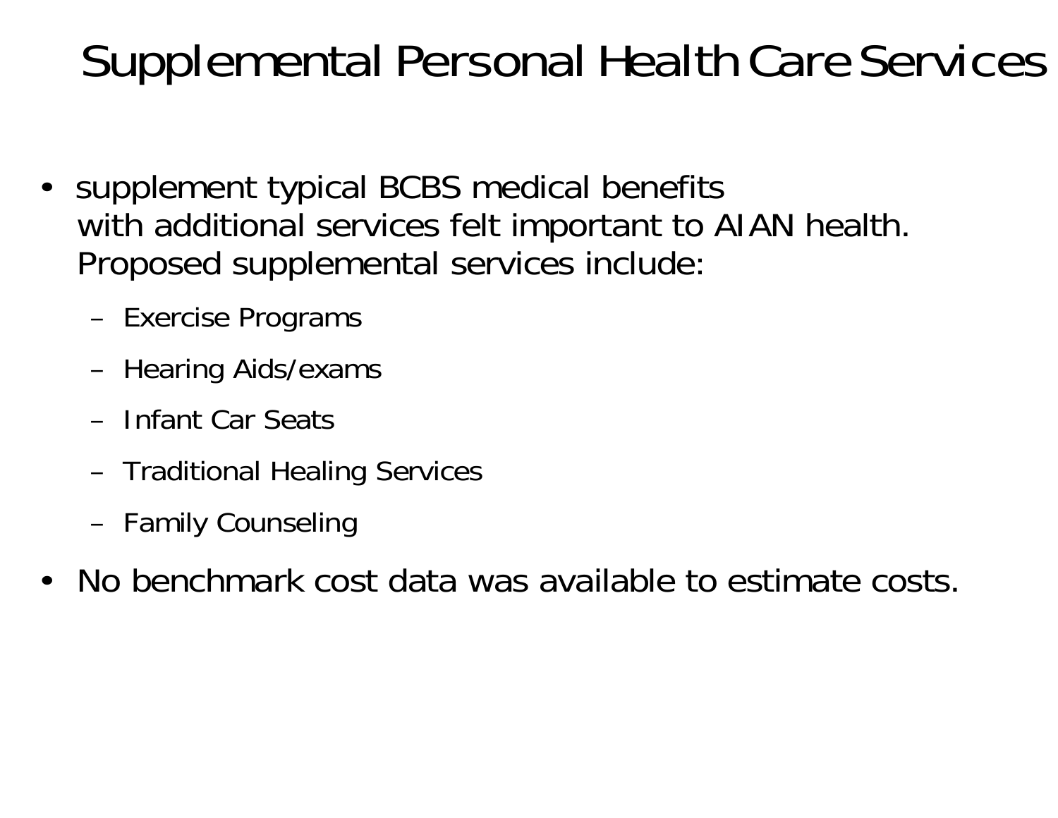# Supplemental Personal Health Care Services

- supplement typical BCBS medical benefits with additional services felt important to AIAN health. Proposed supplemental services include:
  - Exercise Programs
  - Hearing Aids/exams
  - Infant Car Seats
  - Traditional Healing Services
  - Family Counseling
- No benchmark cost data was available to estimate costs.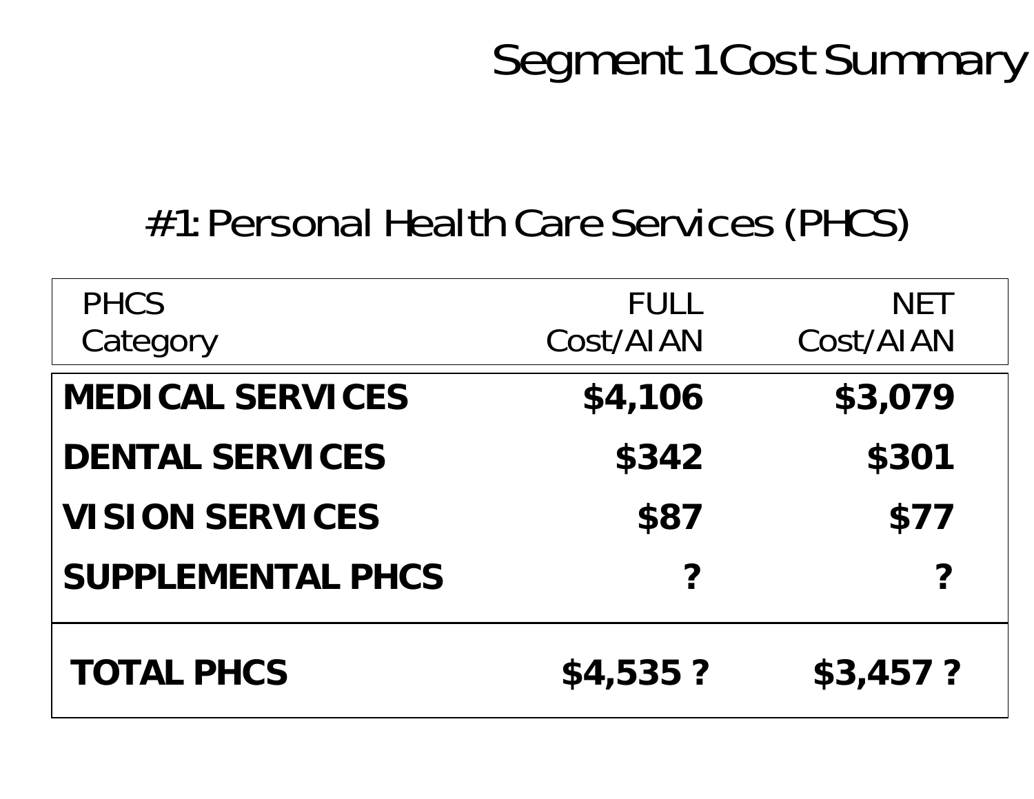# Segment 1 Cost Summary

## #1: Personal Health Care Services (PHCS)

| PHCS Category | FULL Cost/AIAN | NET Cost/AIAN |
|---|---|---|
| **MEDICAL SERVICES** | **$4,106** | **$3,079** |
| **DENTAL SERVICES** | **$342** | **$301** |
| **VISION SERVICES** | **$87** | **$77** |
| **SUPPLEMENTAL PHCS** | **?** | **?** |
| **TOTAL PHCS** | **$4,535 ?** | **$3,457 ?** |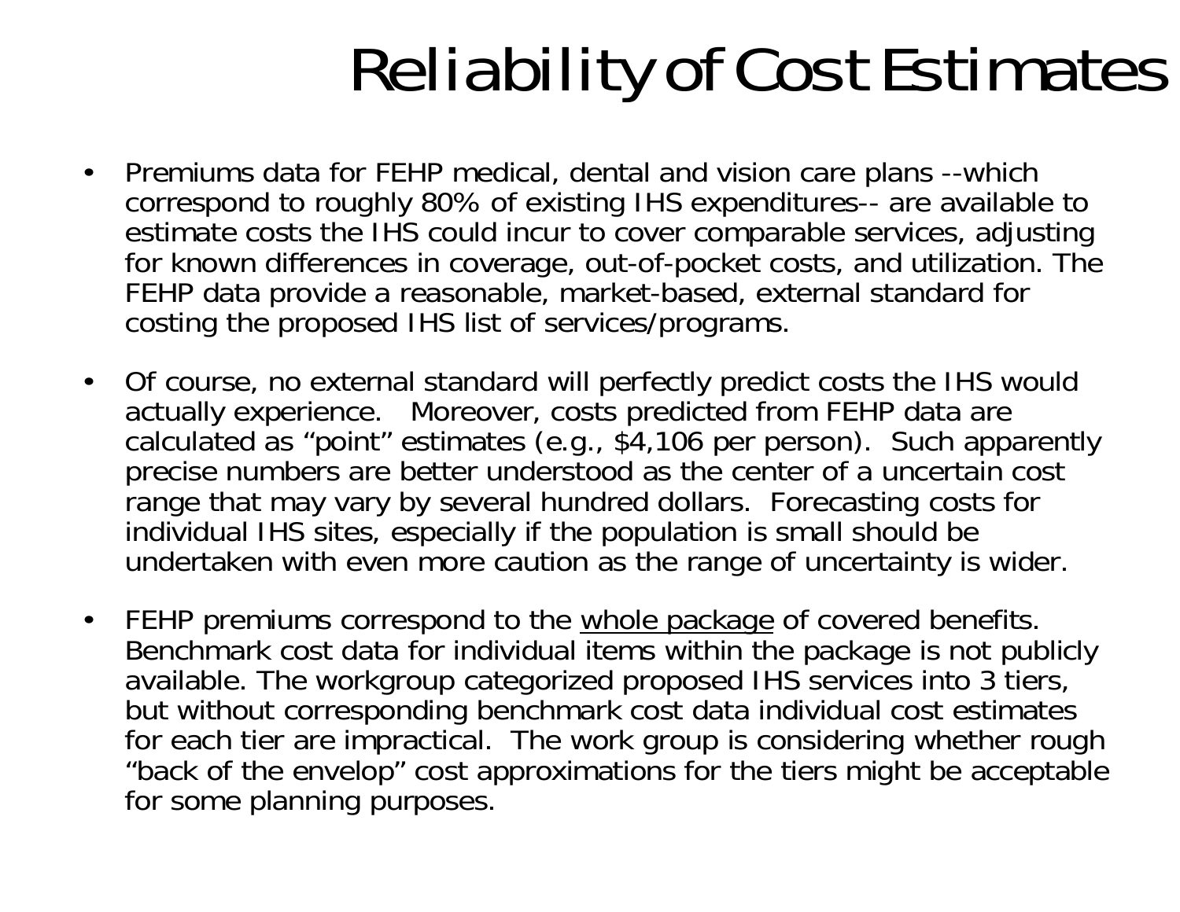# Reliability of Cost Estimates

- Premiums data for FEHP medical, dental and vision care plans --which correspond to roughly 80% of existing IHS expenditures-- are available to estimate costs the IHS could incur to cover comparable services, adjusting for known differences in coverage, out-of-pocket costs, and utilization. The FEHP data provide a reasonable, market-based, external standard for costing the proposed IHS list of services/programs.

- Of course, no external standard will perfectly predict costs the IHS would actually experience. Moreover, costs predicted from FEHP data are calculated as "point" estimates (e.g., $4,106 per person). Such apparently precise numbers are better understood as the center of a uncertain cost range that may vary by several hundred dollars. Forecasting costs for individual IHS sites, especially if the population is small should be undertaken with even more caution as the range of uncertainty is wider.

- FEHP premiums correspond to the <u>whole package</u> of covered benefits. Benchmark cost data for individual items within the package is not publicly available. The workgroup categorized proposed IHS services into 3 tiers, but without corresponding benchmark cost data individual cost estimates for each tier are impractical. The work group is considering whether rough "back of the envelop" cost approximations for the tiers might be acceptable for some planning purposes.